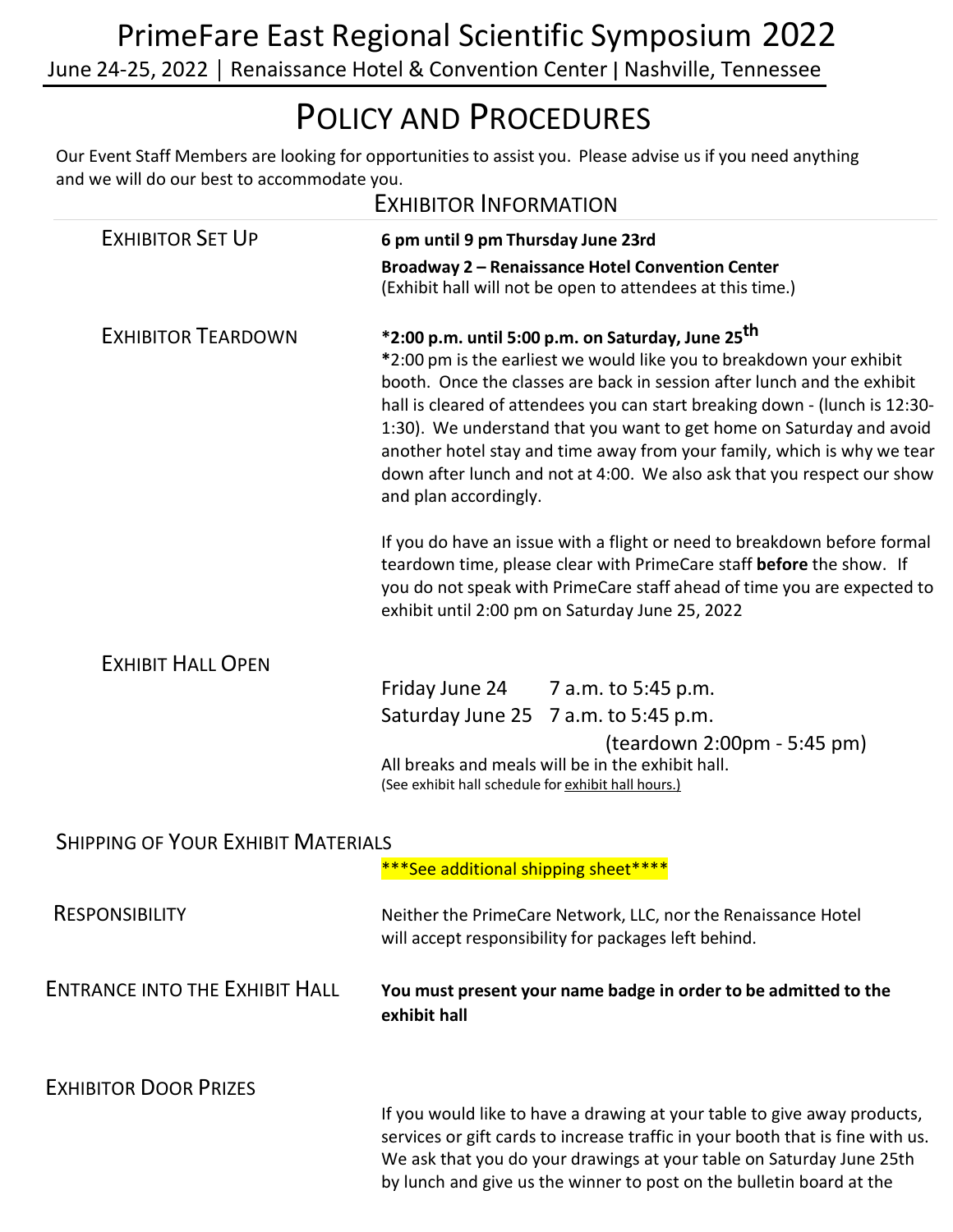# PrimeFare East Regional Scientific Symposium 2022

June 24-25, 2022 | Renaissance Hotel & Convention Center | Nashville, Tennessee

## POLICY AND PROCEDURES

Our Event Staff Members are looking for opportunities to assist you. Please advise us if you need anything and we will do our best to accommodate you.

### EXHIBITOR INFORMATION

**EXHIBITOR SET UP**

**6 pm until 9 pm Thursday June 23rd**

**Broadway 2 – Renaissance Hotel Convention Center**
(Exhibit hall will not be open to attendees at this time.)

**EXHIBITOR TEARDOWN**

**\*2:00 p.m. until 5:00 p.m. on Saturday, June 25th**

**\***2:00 pm is the earliest we would like you to breakdown your exhibit booth. Once the classes are back in session after lunch and the exhibit hall is cleared of attendees you can start breaking down - (lunch is 12:30-1:30). We understand that you want to get home on Saturday and avoid another hotel stay and time away from your family, which is why we tear down after lunch and not at 4:00. We also ask that you respect our show and plan accordingly.

If you do have an issue with a flight or need to breakdown before formal teardown time, please clear with PrimeCare staff **before** the show. If you do not speak with PrimeCare staff ahead of time you are expected to exhibit until 2:00 pm on Saturday June 25, 2022

**EXHIBIT HALL OPEN**

Friday June 24 7 a.m. to 5:45 p.m.
Saturday June 25 7 a.m. to 5:45 p.m.
(teardown 2:00pm - 5:45 pm)

All breaks and meals will be in the exhibit hall.
(See exhibit hall schedule for exhibit hall hours.)

**SHIPPING OF YOUR EXHIBIT MATERIALS**

\*\*\*See additional shipping sheet\*\*\*\*

**RESPONSIBILITY**

Neither the PrimeCare Network, LLC, nor the Renaissance Hotel will accept responsibility for packages left behind.

**ENTRANCE INTO THE EXHIBIT HALL**

**You must present your name badge in order to be admitted to the exhibit hall**

**EXHIBITOR DOOR PRIZES**

If you would like to have a drawing at your table to give away products, services or gift cards to increase traffic in your booth that is fine with us. We ask that you do your drawings at your table on Saturday June 25th by lunch and give us the winner to post on the bulletin board at the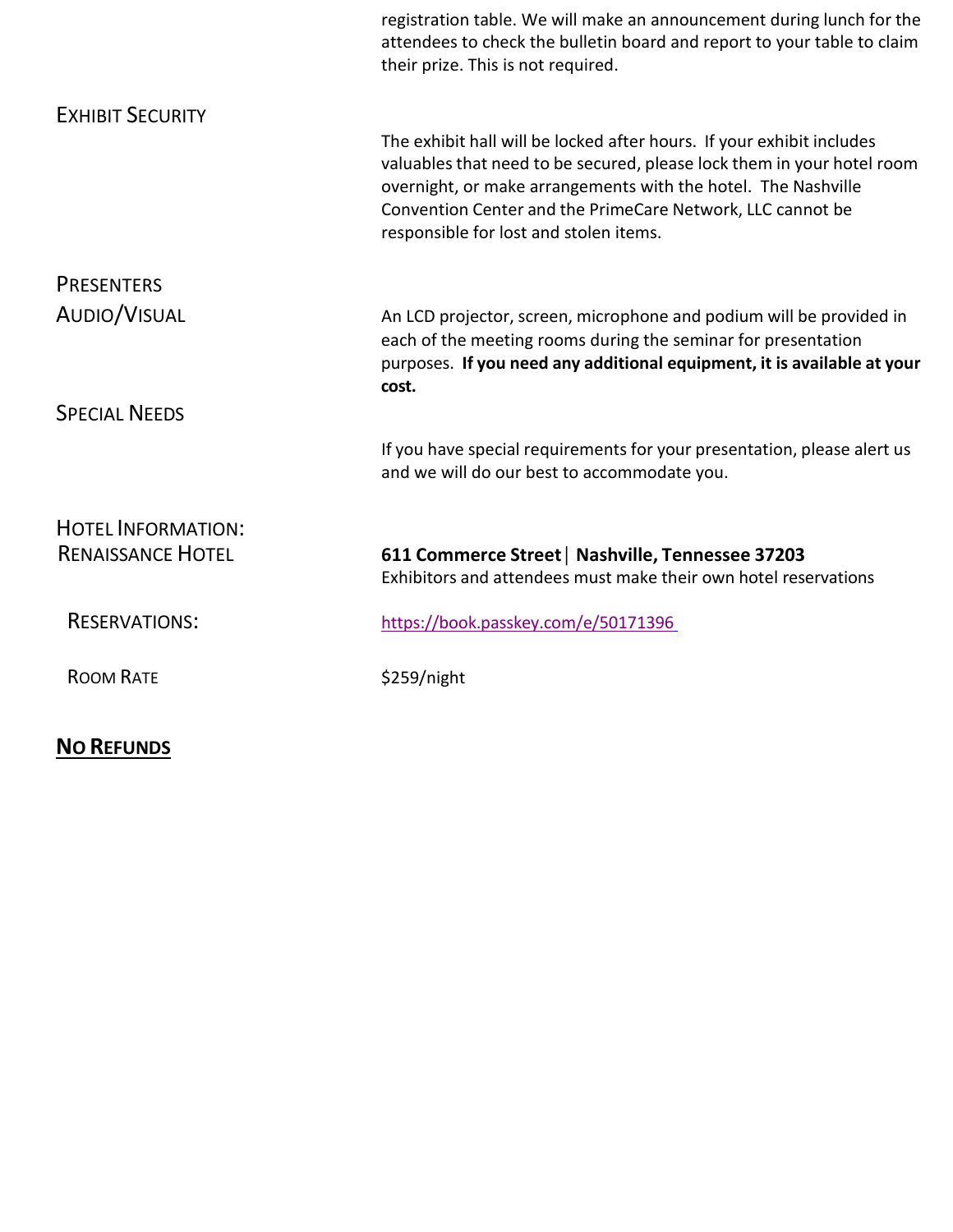registration table. We will make an announcement during lunch for the attendees to check the bulletin board and report to your table to claim their prize. This is not required.

## Exhibit Security

The exhibit hall will be locked after hours. If your exhibit includes valuables that need to be secured, please lock them in your hotel room overnight, or make arrangements with the hotel. The Nashville Convention Center and the PrimeCare Network, LLC cannot be responsible for lost and stolen items.

## Presenters

### Audio/Visual

An LCD projector, screen, microphone and podium will be provided in each of the meeting rooms during the seminar for presentation purposes. **If you need any additional equipment, it is available at your cost.**

### Special Needs

If you have special requirements for your presentation, please alert us and we will do our best to accommodate you.

## Hotel Information:

### Renaissance Hotel

**611 Commerce Street | Nashville, Tennessee 37203**
Exhibitors and attendees must make their own hotel reservations

Reservations: https://book.passkey.com/e/50171396

Room Rate: $259/night

**No Refunds**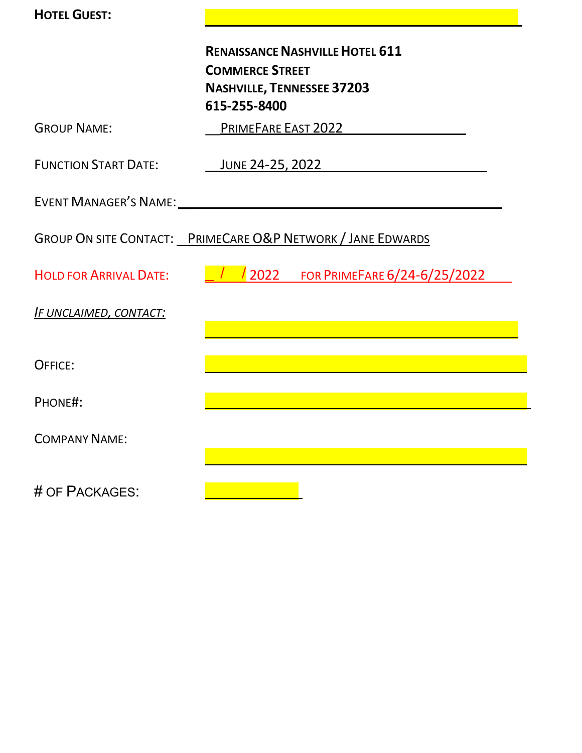**HOTEL GUEST:** ______________________________

**RENAISSANCE NASHVILLE HOTEL 611**
**COMMERCE STREET**
**NASHVILLE, TENNESSEE 37203**
**615-255-8400**

GROUP NAME: __PRIMEFARE EAST 2022________________

FUNCTION START DATE: __JUNE 24-25, 2022________________________

EVENT MANAGER'S NAME: ________________________________________

GROUP ON SITE CONTACT: PRIMECARE O&P NETWORK / JANE EDWARDS

HOLD FOR ARRIVAL DATE: _ / / 2022 FOR PRIMEFARE 6/24-6/25/2022

*IF UNCLAIMED, CONTACT:* ______________________________

OFFICE: ______________________________

PHONE#: ______________________________

COMPANY NAME: ______________________________

# OF PACKAGES: __________